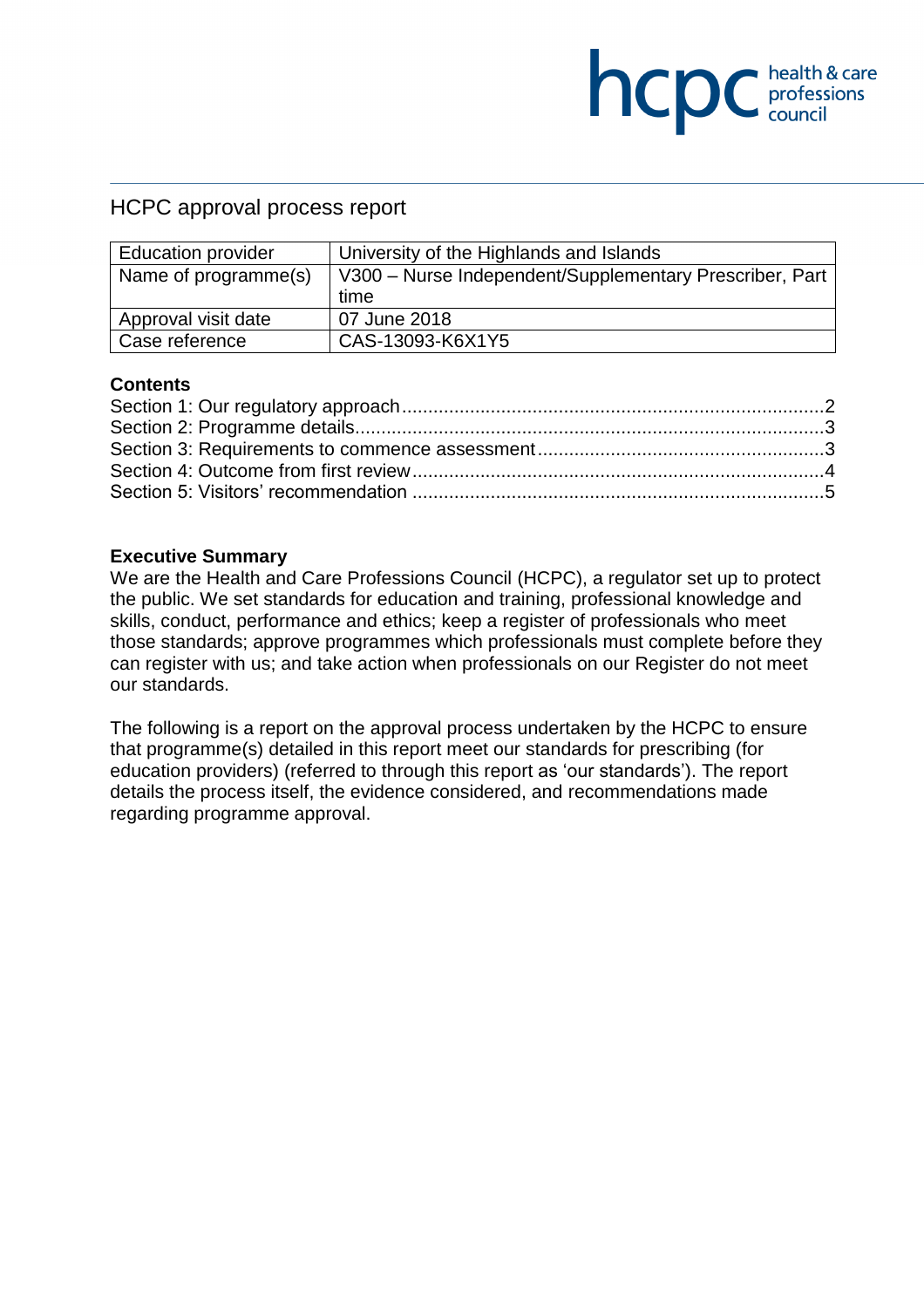# HCPC approval process report

| Education provider | University of the Highlands and Islands |
|---|---|
| Name of programme(s) | V300 – Nurse Independent/Supplementary Prescriber, Part time |
| Approval visit date | 07 June 2018 |
| Case reference | CAS-13093-K6X1Y5 |

## Contents

Section 1: Our regulatory approach ........ 2
Section 2: Programme details ........ 3
Section 3: Requirements to commence assessment ........ 3
Section 4: Outcome from first review ........ 4
Section 5: Visitors' recommendation ........ 5

## Executive Summary

We are the Health and Care Professions Council (HCPC), a regulator set up to protect the public. We set standards for education and training, professional knowledge and skills, conduct, performance and ethics; keep a register of professionals who meet those standards; approve programmes which professionals must complete before they can register with us; and take action when professionals on our Register do not meet our standards.

The following is a report on the approval process undertaken by the HCPC to ensure that programme(s) detailed in this report meet our standards for prescribing (for education providers) (referred to through this report as 'our standards'). The report details the process itself, the evidence considered, and recommendations made regarding programme approval.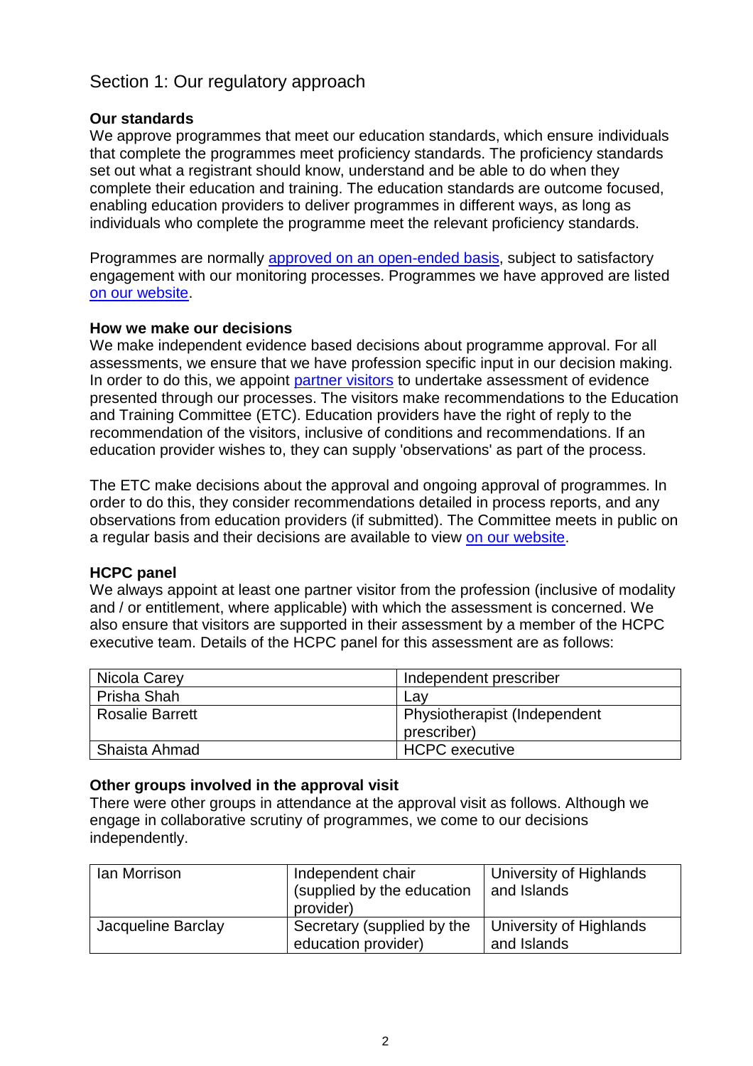## Section 1: Our regulatory approach

### Our standards

We approve programmes that meet our education standards, which ensure individuals that complete the programmes meet proficiency standards. The proficiency standards set out what a registrant should know, understand and be able to do when they complete their education and training. The education standards are outcome focused, enabling education providers to deliver programmes in different ways, as long as individuals who complete the programme meet the relevant proficiency standards.

Programmes are normally approved on an open-ended basis, subject to satisfactory engagement with our monitoring processes. Programmes we have approved are listed on our website.

### How we make our decisions

We make independent evidence based decisions about programme approval. For all assessments, we ensure that we have profession specific input in our decision making. In order to do this, we appoint partner visitors to undertake assessment of evidence presented through our processes. The visitors make recommendations to the Education and Training Committee (ETC). Education providers have the right of reply to the recommendation of the visitors, inclusive of conditions and recommendations. If an education provider wishes to, they can supply 'observations' as part of the process.

The ETC make decisions about the approval and ongoing approval of programmes. In order to do this, they consider recommendations detailed in process reports, and any observations from education providers (if submitted). The Committee meets in public on a regular basis and their decisions are available to view on our website.

### HCPC panel

We always appoint at least one partner visitor from the profession (inclusive of modality and / or entitlement, where applicable) with which the assessment is concerned. We also ensure that visitors are supported in their assessment by a member of the HCPC executive team. Details of the HCPC panel for this assessment are as follows:

| | |
|---|---|
| Nicola Carey | Independent prescriber |
| Prisha Shah | Lay |
| Rosalie Barrett | Physiotherapist (Independent prescriber) |
| Shaista Ahmad | HCPC executive |

### Other groups involved in the approval visit

There were other groups in attendance at the approval visit as follows. Although we engage in collaborative scrutiny of programmes, we come to our decisions independently.

| | | |
|---|---|---|
| Ian Morrison | Independent chair (supplied by the education provider) | University of Highlands and Islands |
| Jacqueline Barclay | Secretary (supplied by the education provider) | University of Highlands and Islands |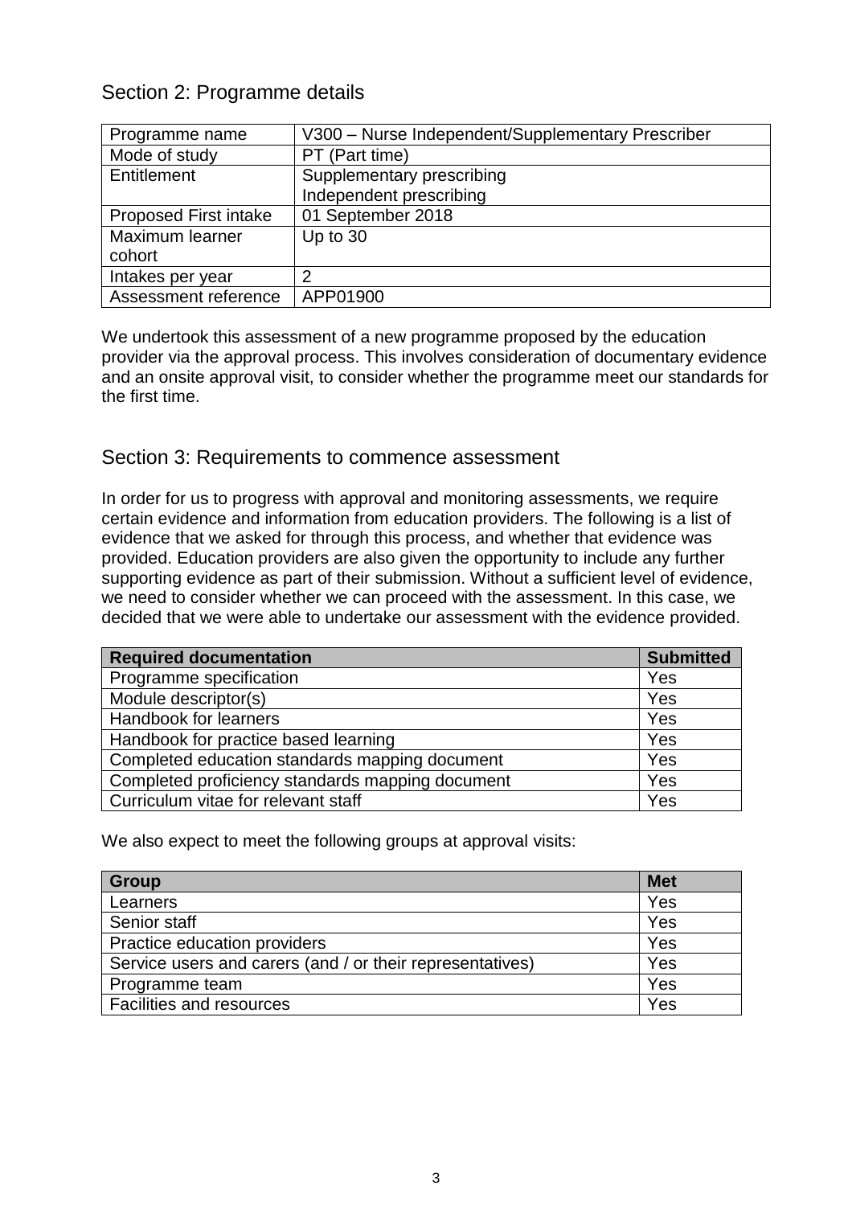## Section 2: Programme details

| Programme name | V300 – Nurse Independent/Supplementary Prescriber |
|---|---|
| Mode of study | PT (Part time) |
| Entitlement | Supplementary prescribing<br>Independent prescribing |
| Proposed First intake | 01 September 2018 |
| Maximum learner cohort | Up to 30 |
| Intakes per year | 2 |
| Assessment reference | APP01900 |

We undertook this assessment of a new programme proposed by the education provider via the approval process. This involves consideration of documentary evidence and an onsite approval visit, to consider whether the programme meet our standards for the first time.

## Section 3: Requirements to commence assessment

In order for us to progress with approval and monitoring assessments, we require certain evidence and information from education providers. The following is a list of evidence that we asked for through this process, and whether that evidence was provided. Education providers are also given the opportunity to include any further supporting evidence as part of their submission. Without a sufficient level of evidence, we need to consider whether we can proceed with the assessment. In this case, we decided that we were able to undertake our assessment with the evidence provided.

| Required documentation | Submitted |
|---|---|
| Programme specification | Yes |
| Module descriptor(s) | Yes |
| Handbook for learners | Yes |
| Handbook for practice based learning | Yes |
| Completed education standards mapping document | Yes |
| Completed proficiency standards mapping document | Yes |
| Curriculum vitae for relevant staff | Yes |

We also expect to meet the following groups at approval visits:

| Group | Met |
|---|---|
| Learners | Yes |
| Senior staff | Yes |
| Practice education providers | Yes |
| Service users and carers (and / or their representatives) | Yes |
| Programme team | Yes |
| Facilities and resources | Yes |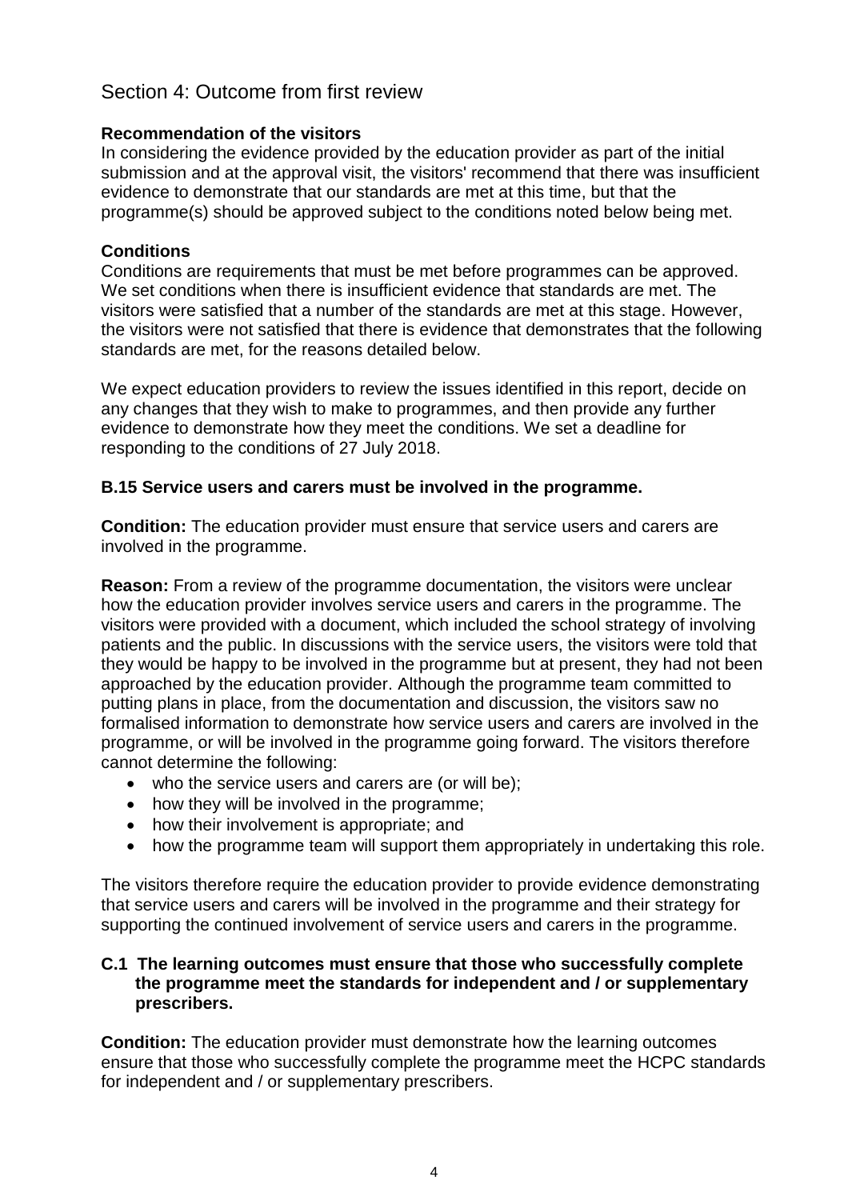## Section 4: Outcome from first review

**Recommendation of the visitors**
In considering the evidence provided by the education provider as part of the initial submission and at the approval visit, the visitors' recommend that there was insufficient evidence to demonstrate that our standards are met at this time, but that the programme(s) should be approved subject to the conditions noted below being met.

**Conditions**
Conditions are requirements that must be met before programmes can be approved. We set conditions when there is insufficient evidence that standards are met. The visitors were satisfied that a number of the standards are met at this stage. However, the visitors were not satisfied that there is evidence that demonstrates that the following standards are met, for the reasons detailed below.

We expect education providers to review the issues identified in this report, decide on any changes that they wish to make to programmes, and then provide any further evidence to demonstrate how they meet the conditions. We set a deadline for responding to the conditions of 27 July 2018.

**B.15 Service users and carers must be involved in the programme.**

**Condition:** The education provider must ensure that service users and carers are involved in the programme.

**Reason:** From a review of the programme documentation, the visitors were unclear how the education provider involves service users and carers in the programme. The visitors were provided with a document, which included the school strategy of involving patients and the public. In discussions with the service users, the visitors were told that they would be happy to be involved in the programme but at present, they had not been approached by the education provider. Although the programme team committed to putting plans in place, from the documentation and discussion, the visitors saw no formalised information to demonstrate how service users and carers are involved in the programme, or will be involved in the programme going forward. The visitors therefore cannot determine the following:

- who the service users and carers are (or will be);
- how they will be involved in the programme;
- how their involvement is appropriate; and
- how the programme team will support them appropriately in undertaking this role.

The visitors therefore require the education provider to provide evidence demonstrating that service users and carers will be involved in the programme and their strategy for supporting the continued involvement of service users and carers in the programme.

**C.1 The learning outcomes must ensure that those who successfully complete the programme meet the standards for independent and / or supplementary prescribers.**

**Condition:** The education provider must demonstrate how the learning outcomes ensure that those who successfully complete the programme meet the HCPC standards for independent and / or supplementary prescribers.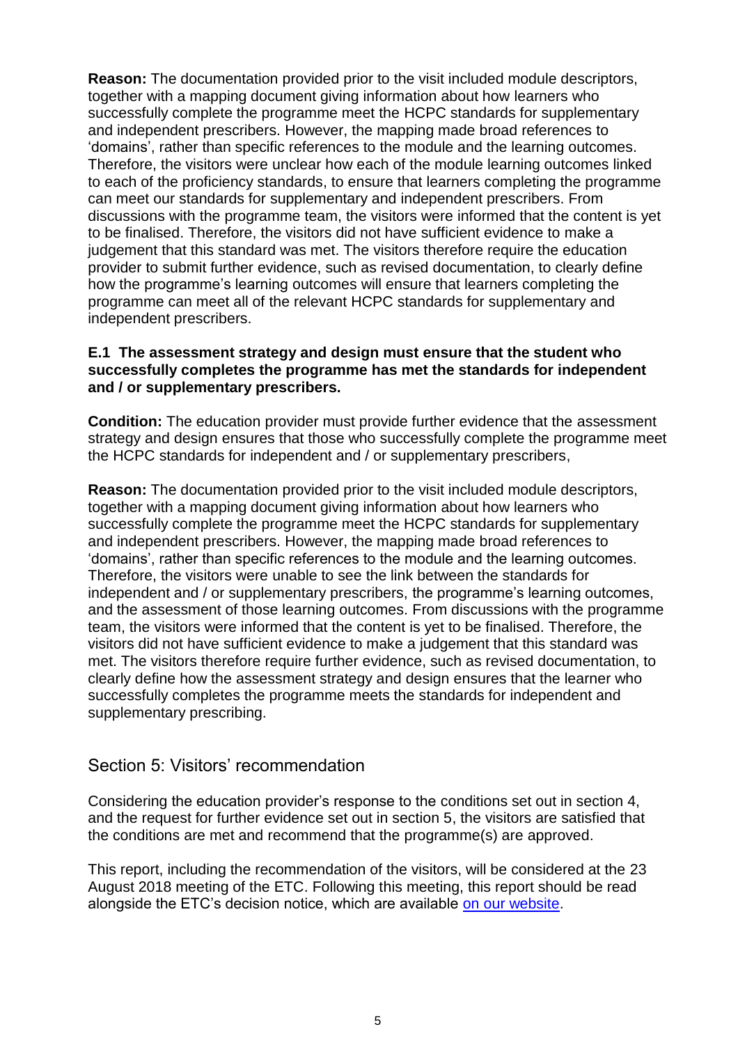**Reason:** The documentation provided prior to the visit included module descriptors, together with a mapping document giving information about how learners who successfully complete the programme meet the HCPC standards for supplementary and independent prescribers. However, the mapping made broad references to 'domains', rather than specific references to the module and the learning outcomes. Therefore, the visitors were unclear how each of the module learning outcomes linked to each of the proficiency standards, to ensure that learners completing the programme can meet our standards for supplementary and independent prescribers. From discussions with the programme team, the visitors were informed that the content is yet to be finalised. Therefore, the visitors did not have sufficient evidence to make a judgement that this standard was met. The visitors therefore require the education provider to submit further evidence, such as revised documentation, to clearly define how the programme's learning outcomes will ensure that learners completing the programme can meet all of the relevant HCPC standards for supplementary and independent prescribers.

**E.1 The assessment strategy and design must ensure that the student who successfully completes the programme has met the standards for independent and / or supplementary prescribers.**

**Condition:** The education provider must provide further evidence that the assessment strategy and design ensures that those who successfully complete the programme meet the HCPC standards for independent and / or supplementary prescribers,

**Reason:** The documentation provided prior to the visit included module descriptors, together with a mapping document giving information about how learners who successfully complete the programme meet the HCPC standards for supplementary and independent prescribers. However, the mapping made broad references to 'domains', rather than specific references to the module and the learning outcomes. Therefore, the visitors were unable to see the link between the standards for independent and / or supplementary prescribers, the programme's learning outcomes, and the assessment of those learning outcomes. From discussions with the programme team, the visitors were informed that the content is yet to be finalised. Therefore, the visitors did not have sufficient evidence to make a judgement that this standard was met. The visitors therefore require further evidence, such as revised documentation, to clearly define how the assessment strategy and design ensures that the learner who successfully completes the programme meets the standards for independent and supplementary prescribing.

## Section 5: Visitors' recommendation

Considering the education provider's response to the conditions set out in section 4, and the request for further evidence set out in section 5, the visitors are satisfied that the conditions are met and recommend that the programme(s) are approved.

This report, including the recommendation of the visitors, will be considered at the 23 August 2018 meeting of the ETC. Following this meeting, this report should be read alongside the ETC's decision notice, which are available on our website.